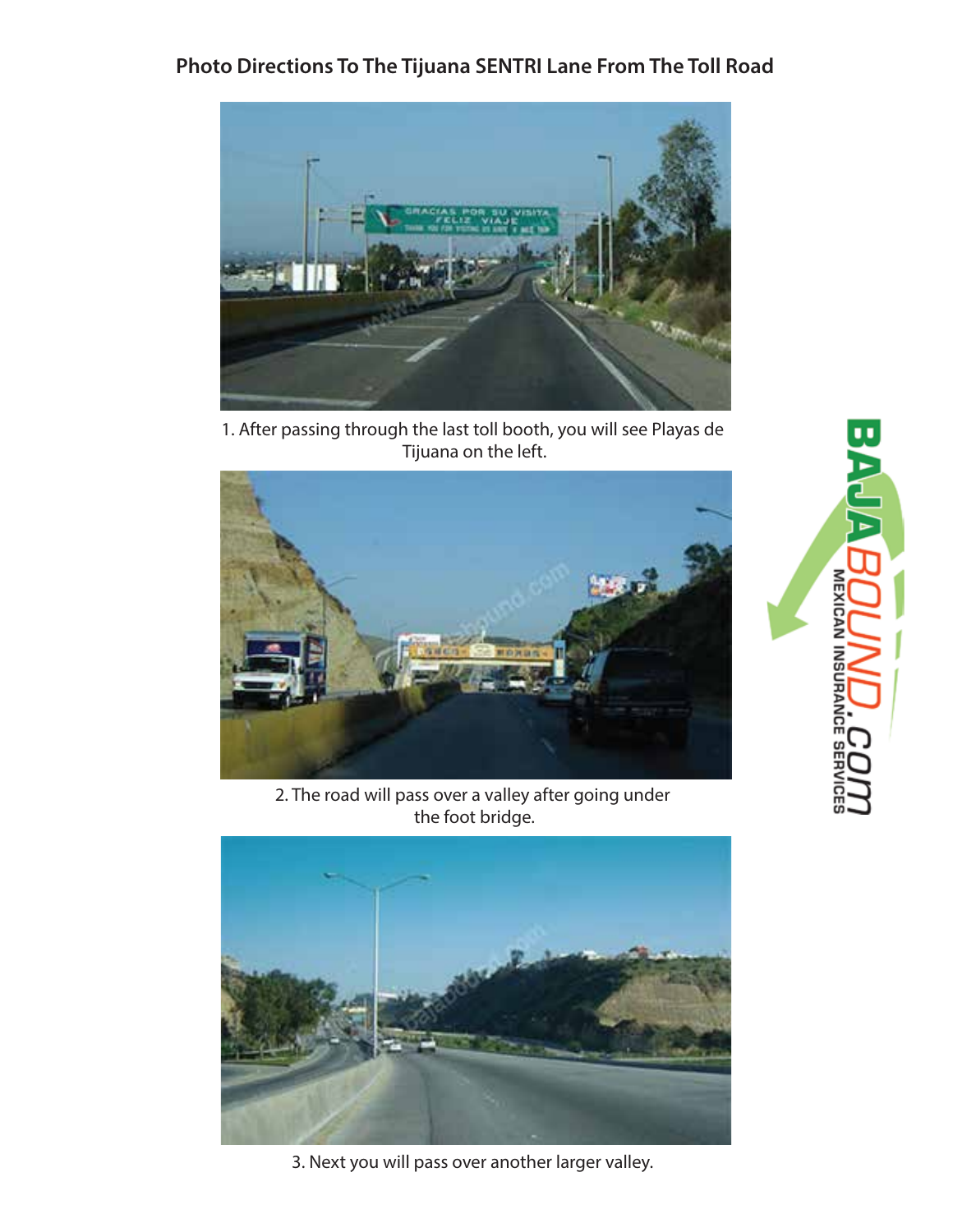## Photo Directions To The Tijuana SENTRI Lane From The Toll Road

1. After passing through the last toll booth, you will see Playas de Tijuana on the left.

2. The road will pass over a valley after going under the foot bridge.

3. Next you will pass over another larger valley.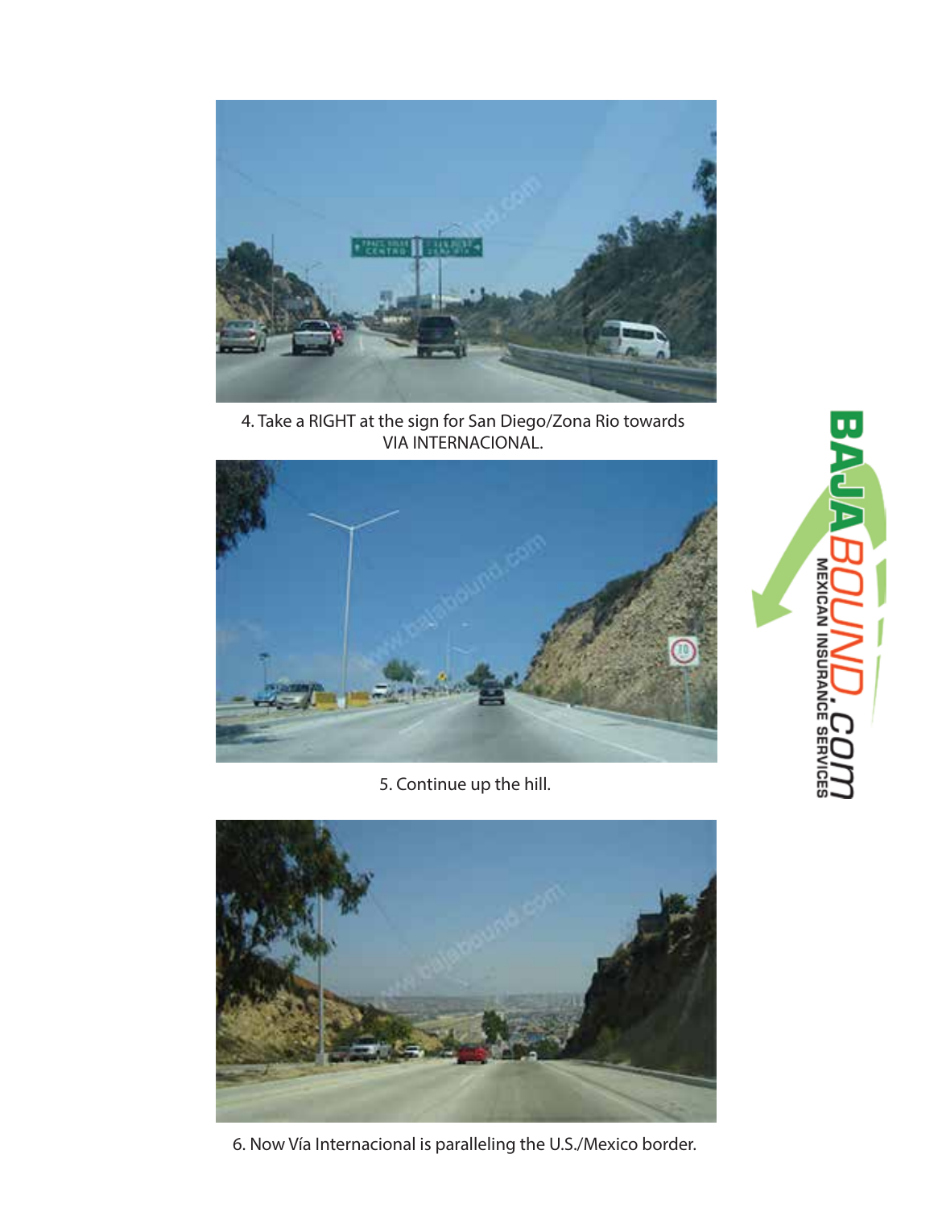4. Take a RIGHT at the sign for San Diego/Zona Rio towards VIA INTERNACIONAL.

5. Continue up the hill.

6. Now Vía Internacional is paralleling the U.S./Mexico border.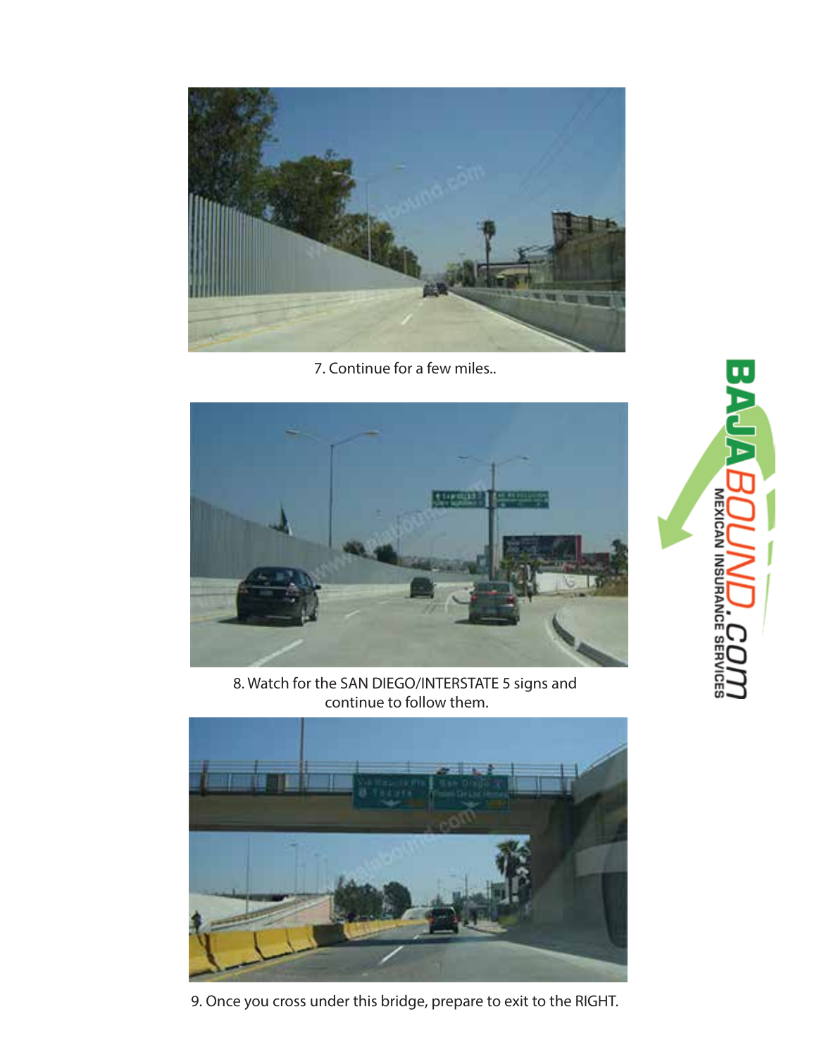7. Continue for a few miles..

8. Watch for the SAN DIEGO/INTERSTATE 5 signs and continue to follow them.

9. Once you cross under this bridge, prepare to exit to the RIGHT.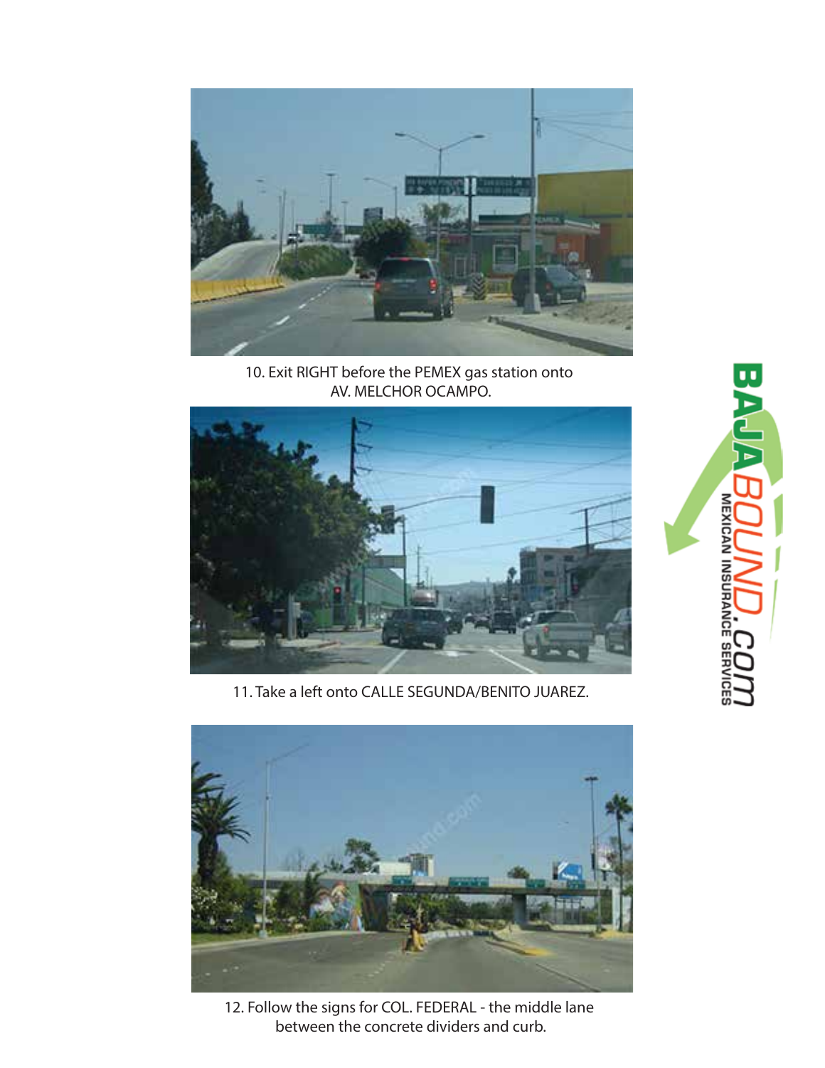10. Exit RIGHT before the PEMEX gas station onto AV. MELCHOR OCAMPO.

11. Take a left onto CALLE SEGUNDA/BENITO JUAREZ.

12. Follow the signs for COL. FEDERAL - the middle lane between the concrete dividers and curb.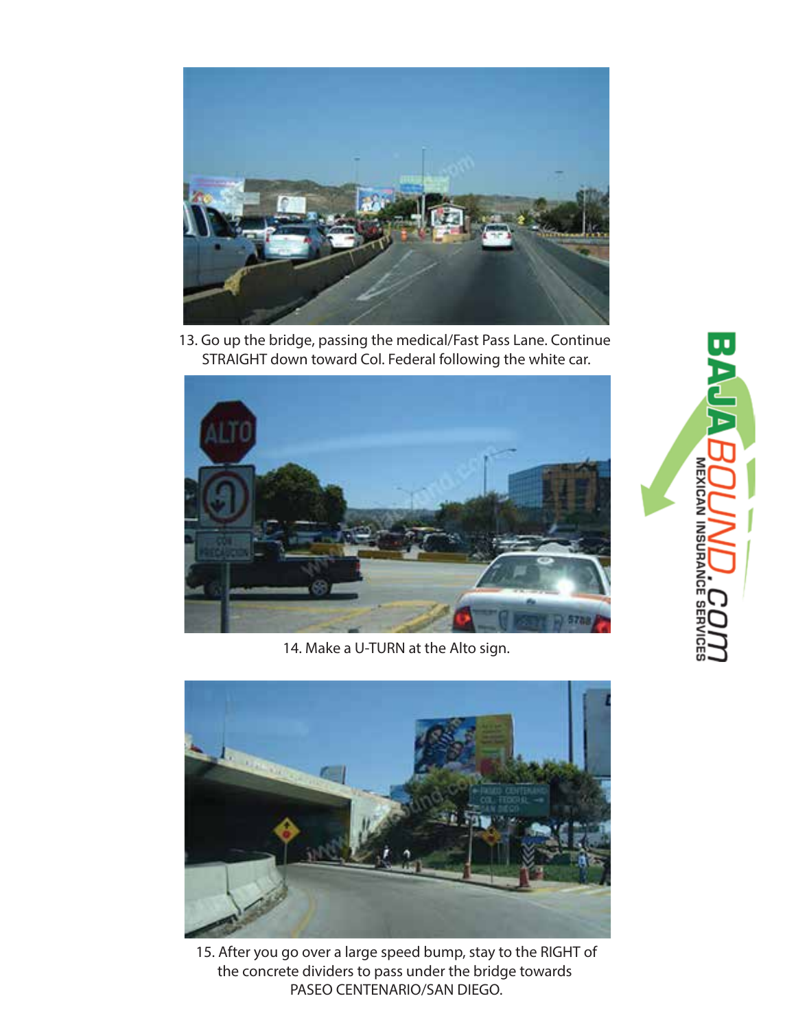13. Go up the bridge, passing the medical/Fast Pass Lane. Continue STRAIGHT down toward Col. Federal following the white car.

14. Make a U-TURN at the Alto sign.

15. After you go over a large speed bump, stay to the RIGHT of the concrete dividers to pass under the bridge towards PASEO CENTENARIO/SAN DIEGO.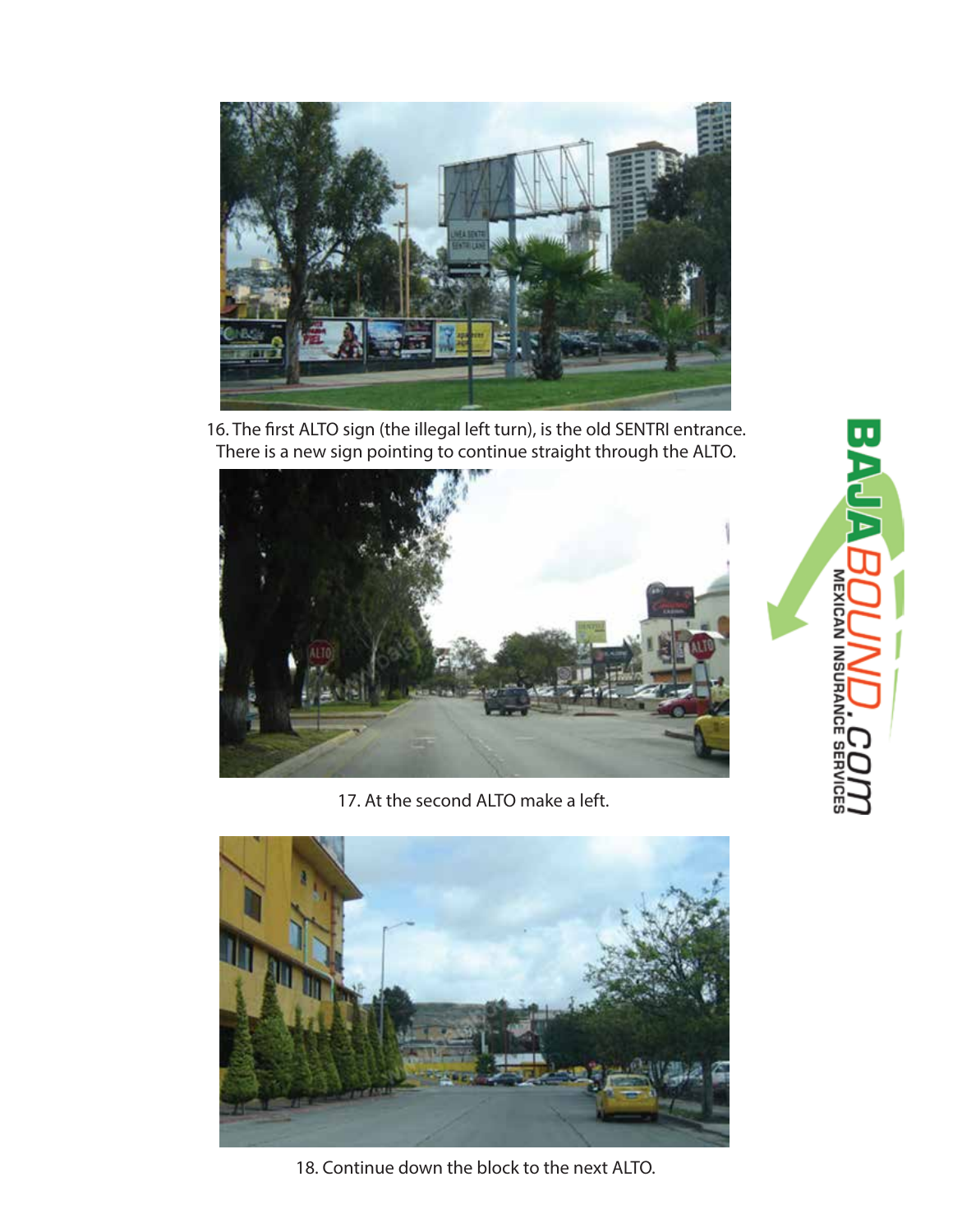16. The first ALTO sign (the illegal left turn), is the old SENTRI entrance. There is a new sign pointing to continue straight through the ALTO.

17. At the second ALTO make a left.

18. Continue down the block to the next ALTO.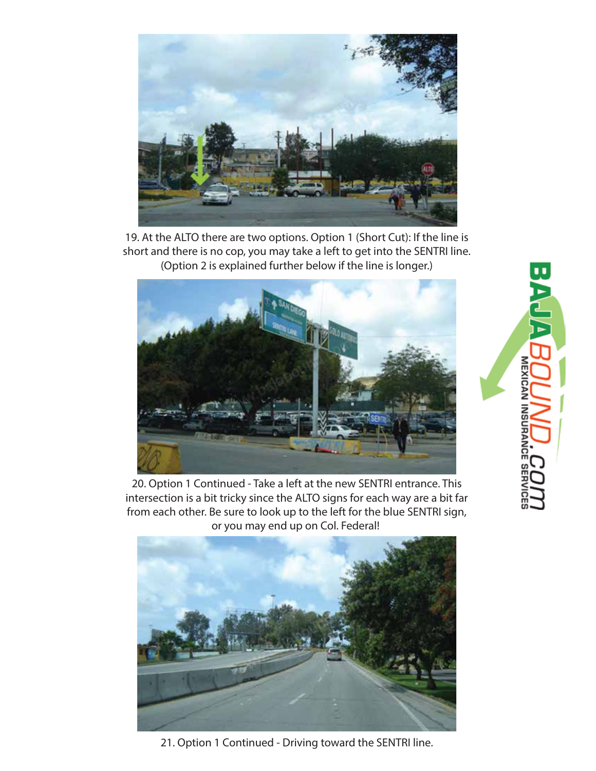19. At the ALTO there are two options. Option 1 (Short Cut): If the line is short and there is no cop, you may take a left to get into the SENTRI line. (Option 2 is explained further below if the line is longer.)

20. Option 1 Continued - Take a left at the new SENTRI entrance. This intersection is a bit tricky since the ALTO signs for each way are a bit far from each other. Be sure to look up to the left for the blue SENTRI sign, or you may end up on Col. Federal!

21. Option 1 Continued - Driving toward the SENTRI line.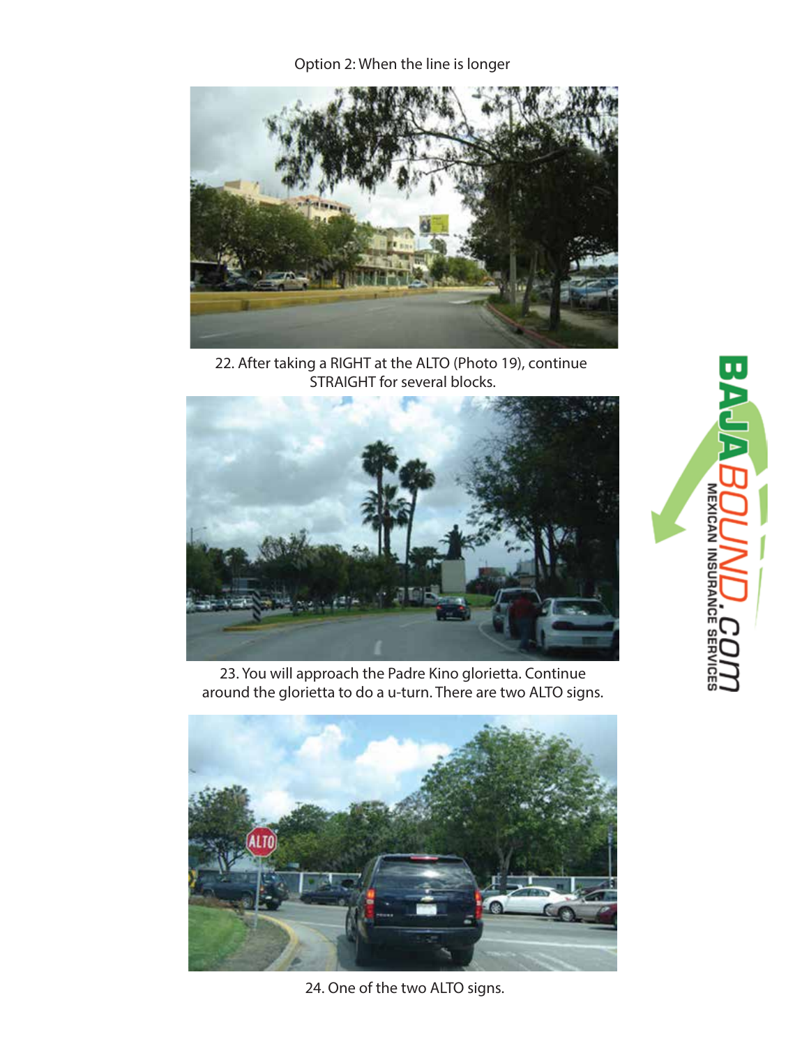Option 2: When the line is longer

22. After taking a RIGHT at the ALTO (Photo 19), continue STRAIGHT for several blocks.

23. You will approach the Padre Kino glorietta. Continue around the glorietta to do a u-turn. There are two ALTO signs.

24. One of the two ALTO signs.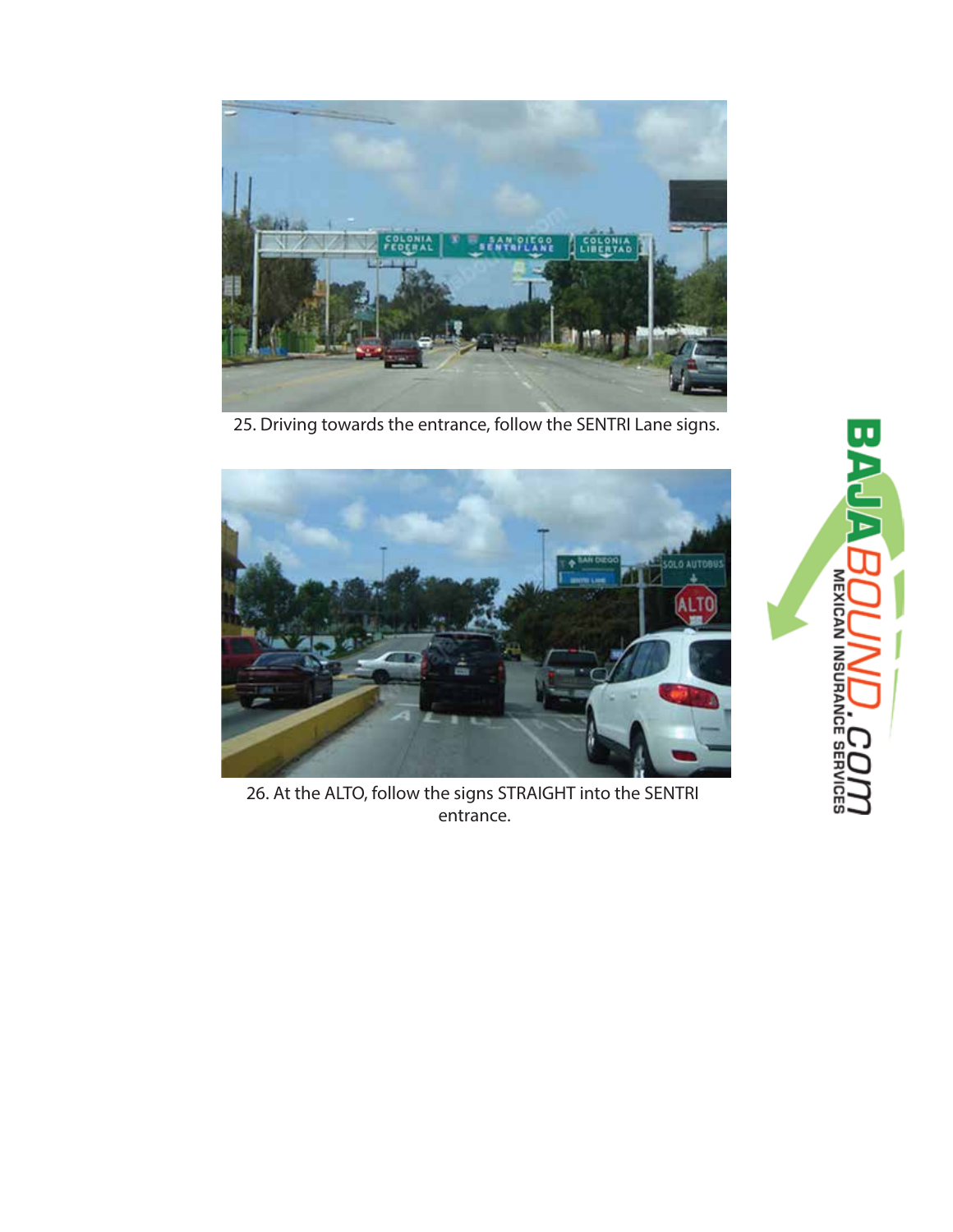25. Driving towards the entrance, follow the SENTRI Lane signs.

26. At the ALTO, follow the signs STRAIGHT into the SENTRI entrance.